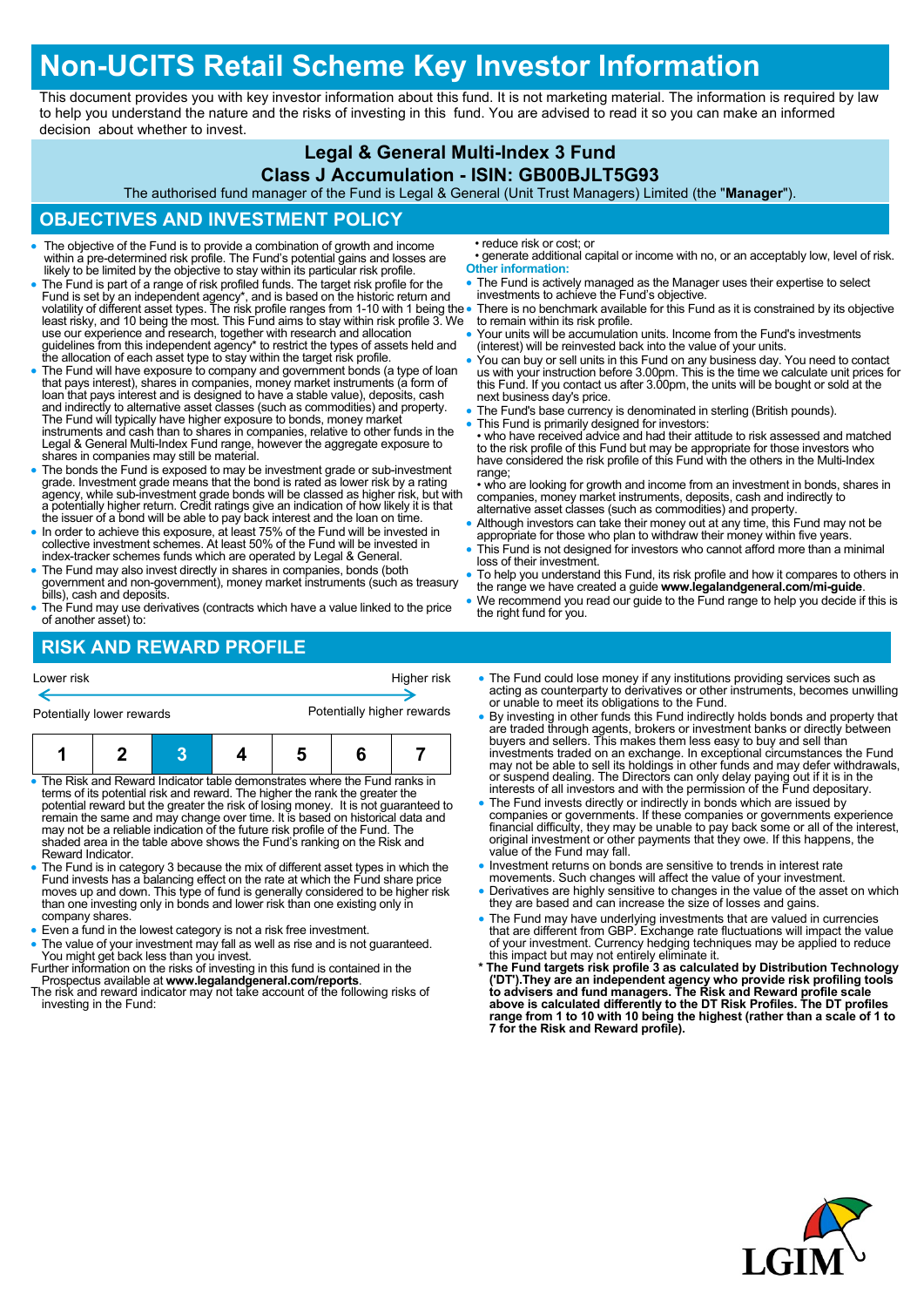# Non-UCITS Retail Scheme Key Investor Information

This document provides you with key investor information about this fund. It is not marketing material. The information is required by law to help you understand the nature and the risks of investing in this fund. You are advised to read it so you can make an informed decision about whether to invest.

**Legal & General Multi-Index 3 Fund**
**Class J Accumulation - ISIN: GB00BJLT5G93**

The authorised fund manager of the Fund is Legal & General (Unit Trust Managers) Limited (the "**Manager**").

## OBJECTIVES AND INVESTMENT POLICY

- The objective of the Fund is to provide a combination of growth and income within a pre-determined risk profile. The Fund's potential gains and losses are likely to be limited by the objective to stay within its particular risk profile.
- The Fund is part of a range of risk profiled funds. The target risk profile for the Fund is set by an independent agency*, and is based on the historic return and volatility of different asset types. The risk profile ranges from 1-10 with 1 being the least risky, and 10 being the most. This Fund aims to stay within risk profile 3. We use our experience and research, together with research and allocation guidelines from this independent agency* to restrict the types of assets held and the allocation of each asset type to stay within the target risk profile.
- The Fund will have exposure to company and government bonds (a type of loan that pays interest), shares in companies, money market instruments (a form of loan that pays interest and is designed to have a stable value), deposits, cash and indirectly to alternative asset classes (such as commodities) and property. The Fund will typically have higher exposure to bonds, money market instruments and cash than to shares in companies, relative to other funds in the Legal & General Multi-Index Fund range, however the aggregate exposure to shares in companies may still be material.
- The bonds the Fund is exposed to may be investment grade or sub-investment grade. Investment grade means that the bond is rated as lower risk by a rating agency, while sub-investment grade bonds will be classed as higher risk, but with a potentially higher return. Credit ratings give an indication of how likely it is that the issuer of a bond will be able to pay back interest and the loan on time.
- In order to achieve this exposure, at least 75% of the Fund will be invested in collective investment schemes. At least 50% of the Fund will be invested in index-tracker schemes funds which are operated by Legal & General.
- The Fund may also invest directly in shares in companies, bonds (both government and non-government), money market instruments (such as treasury bills), cash and deposits.
- The Fund may use derivatives (contracts which have a value linked to the price of another asset) to:
  - reduce risk or cost; or
  - generate additional capital or income with no, or an acceptably low, level of risk.

**Other information:**

- The Fund is actively managed as the Manager uses their expertise to select investments to achieve the Fund's objective.
- There is no benchmark available for this Fund as it is constrained by its objective to remain within its risk profile.
- Your units will be accumulation units. Income from the Fund's investments (interest) will be reinvested back into the value of your units.
- You can buy or sell units in this Fund on any business day. You need to contact us with your instruction before 3.00pm. This is the time we calculate unit prices for this Fund. If you contact us after 3.00pm, the units will be bought or sold at the next business day's price.
- The Fund's base currency is denominated in sterling (British pounds).
- This Fund is primarily designed for investors:
  - who have received advice and had their attitude to risk assessed and matched to the risk profile of this Fund but may be appropriate for those investors who have considered the risk profile of this Fund with the others in the Multi-Index range;
  - who are looking for growth and income from an investment in bonds, shares in companies, money market instruments, deposits, cash and indirectly to alternative asset classes (such as commodities) and property.
- Although investors can take their money out at any time, this Fund may not be appropriate for those who plan to withdraw their money within five years.
- This Fund is not designed for investors who cannot afford more than a minimal loss of their investment.
- To help you understand this Fund, its risk profile and how it compares to others in the range we have created a guide **www.legalandgeneral.com/mi-guide**.
- We recommend you read our guide to the Fund range to help you decide if this is the right fund for you.

## RISK AND REWARD PROFILE

| Lower risk | | | | | | Higher risk |
|---|---|---|---|---|---|---|
| Potentially lower rewards | | | | | | Potentially higher rewards |
| 1 | 2 | **3** | 4 | 5 | 6 | 7 |

- The Risk and Reward Indicator table demonstrates where the Fund ranks in terms of its potential risk and reward. The higher the rank the greater the potential reward but the greater the risk of losing money. It is not guaranteed to remain the same and may change over time. It is based on historical data and may not be a reliable indication of the future risk profile of the Fund. The shaded area in the table above shows the Fund's ranking on the Risk and Reward Indicator.
- The Fund is in category 3 because the mix of different asset types in which the Fund invests has a balancing effect on the rate at which the Fund share price moves up and down. This type of fund is generally considered to be higher risk than one investing only in bonds and lower risk than one existing only in company shares.
- Even a fund in the lowest category is not a risk free investment.
- The value of your investment may fall as well as rise and is not guaranteed. You might get back less than you invest.

Further information on the risks of investing in this fund is contained in the Prospectus available at **www.legalandgeneral.com/reports**.

The risk and reward indicator may not take account of the following risks of investing in the Fund:

- The Fund could lose money if any institutions providing services such as acting as counterparty to derivatives or other instruments, becomes unwilling or unable to meet its obligations to the Fund.
- By investing in other funds this Fund indirectly holds bonds and property that are traded through agents, brokers or investment banks or directly between buyers and sellers. This makes them less easy to buy and sell than investments traded on an exchange. In exceptional circumstances the Fund may not be able to sell its holdings in other funds and may defer withdrawals, or suspend dealing. The Directors can only delay paying out if it is in the interests of all investors and with the permission of the Fund depositary.
- The Fund invests directly or indirectly in bonds which are issued by companies or governments. If these companies or governments experience financial difficulty, they may be unable to pay back some or all of the interest, original investment or other payments that they owe. If this happens, the value of the Fund may fall.
- Investment returns on bonds are sensitive to trends in interest rate movements. Such changes will affect the value of your investment.
- Derivatives are highly sensitive to changes in the value of the asset on which they are based and can increase the size of losses and gains.
- The Fund may have underlying investments that are valued in currencies that are different from GBP. Exchange rate fluctuations will impact the value of your investment. Currency hedging techniques may be applied to reduce this impact but may not entirely eliminate it.

**\* The Fund targets risk profile 3 as calculated by Distribution Technology ('DT').They are an independent agency who provide risk profiling tools to advisers and fund managers. The Risk and Reward profile scale above is calculated differently to the DT Risk Profiles. The DT profiles range from 1 to 10 with 10 being the highest (rather than a scale of 1 to 7 for the Risk and Reward profile).**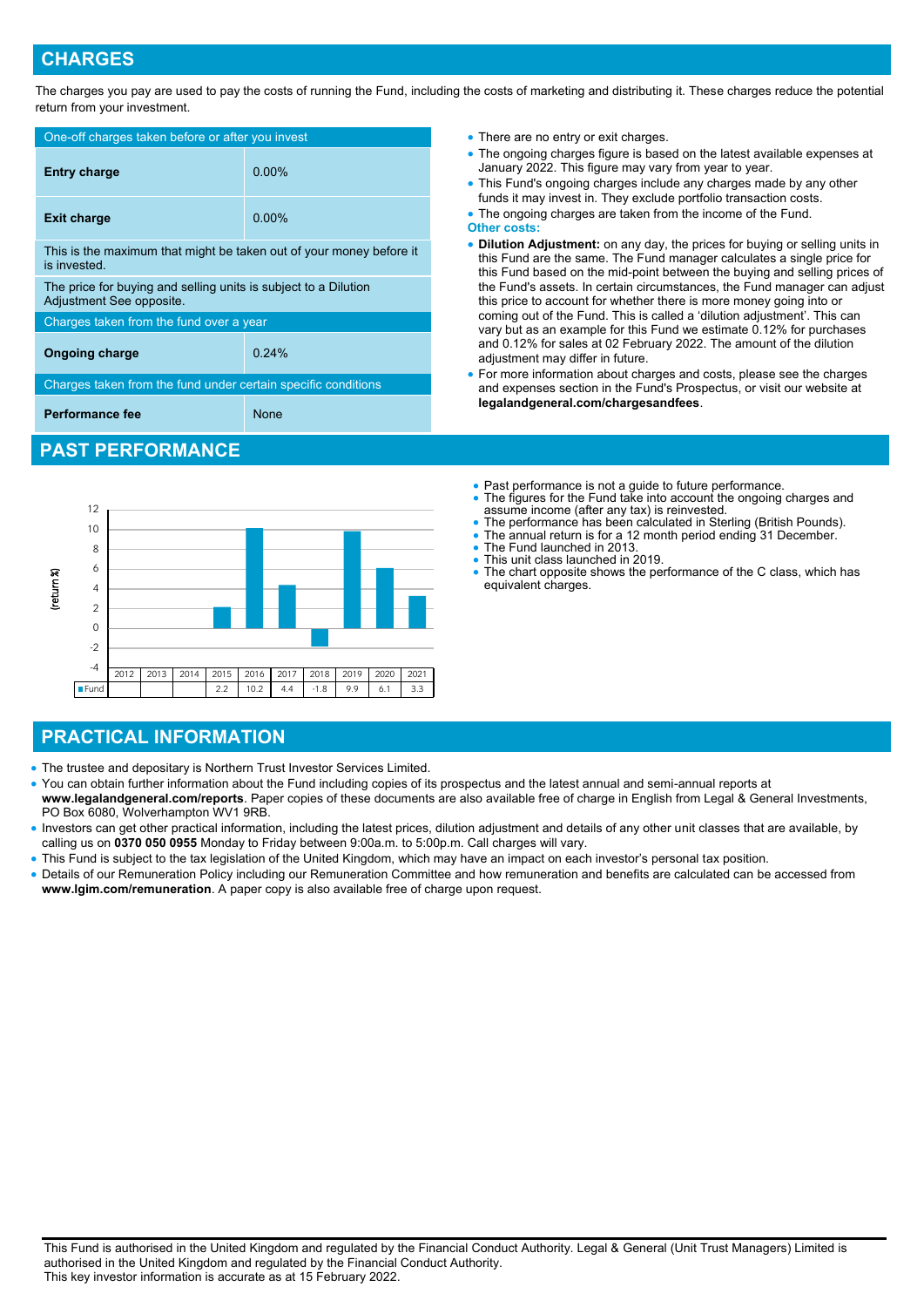## CHARGES

The charges you pay are used to pay the costs of running the Fund, including the costs of marketing and distributing it. These charges reduce the potential return from your investment.

| One-off charges taken before or after you invest | |
|---|---|
| **Entry charge** | 0.00% |
| **Exit charge** | 0.00% |
| This is the maximum that might be taken out of your money before it is invested. | |
| The price for buying and selling units is subject to a Dilution Adjustment See opposite. | |
| **Charges taken from the fund over a year** | |
| **Ongoing charge** | 0.24% |
| **Charges taken from the fund under certain specific conditions** | |
| **Performance fee** | None |

- There are no entry or exit charges.
- The ongoing charges figure is based on the latest available expenses at January 2022. This figure may vary from year to year.
- This Fund's ongoing charges include any charges made by any other funds it may invest in. They exclude portfolio transaction costs.
- The ongoing charges are taken from the income of the Fund.

**Other costs:**

- **Dilution Adjustment:** on any day, the prices for buying or selling units in this Fund are the same. The Fund manager calculates a single price for this Fund based on the mid-point between the buying and selling prices of the Fund's assets. In certain circumstances, the Fund manager can adjust this price to account for whether there is more money going into or coming out of the Fund. This is called a 'dilution adjustment'. This can vary but as an example for this Fund we estimate 0.12% for purchases and 0.12% for sales at 02 February 2022. The amount of the dilution adjustment may differ in future.
- For more information about charges and costs, please see the charges and expenses section in the Fund's Prospectus, or visit our website at **legalandgeneral.com/chargesandfees**.

## PAST PERFORMANCE

(return %)

12
10
8
6
4
2
0
-2
-4

2012 2013 2014 2015 2016 2017 2018 2019 2020 2021

Fund: 2.2 10.2 4.4 -1.8 9.9 6.1 3.3

- Past performance is not a guide to future performance.
- The figures for the Fund take into account the ongoing charges and assume income (after any tax) is reinvested.
- The performance has been calculated in Sterling (British Pounds).
- The annual return is for a 12 month period ending 31 December.
- The Fund launched in 2013.
- This unit class launched in 2019.
- The chart opposite shows the performance of the C class, which has equivalent charges.

## PRACTICAL INFORMATION

- The trustee and depositary is Northern Trust Investor Services Limited.
- You can obtain further information about the Fund including copies of its prospectus and the latest annual and semi-annual reports at **www.legalandgeneral.com/reports**. Paper copies of these documents are also available free of charge in English from Legal & General Investments, PO Box 6080, Wolverhampton WV1 9RB.
- Investors can get other practical information, including the latest prices, dilution adjustment and details of any other unit classes that are available, by calling us on **0370 050 0955** Monday to Friday between 9:00a.m. to 5:00p.m. Call charges will vary.
- This Fund is subject to the tax legislation of the United Kingdom, which may have an impact on each investor's personal tax position.
- Details of our Remuneration Policy including our Remuneration Committee and how remuneration and benefits are calculated can be accessed from **www.lgim.com/remuneration**. A paper copy is also available free of charge upon request.

This Fund is authorised in the United Kingdom and regulated by the Financial Conduct Authority. Legal & General (Unit Trust Managers) Limited is authorised in the United Kingdom and regulated by the Financial Conduct Authority.
This key investor information is accurate as at 15 February 2022.